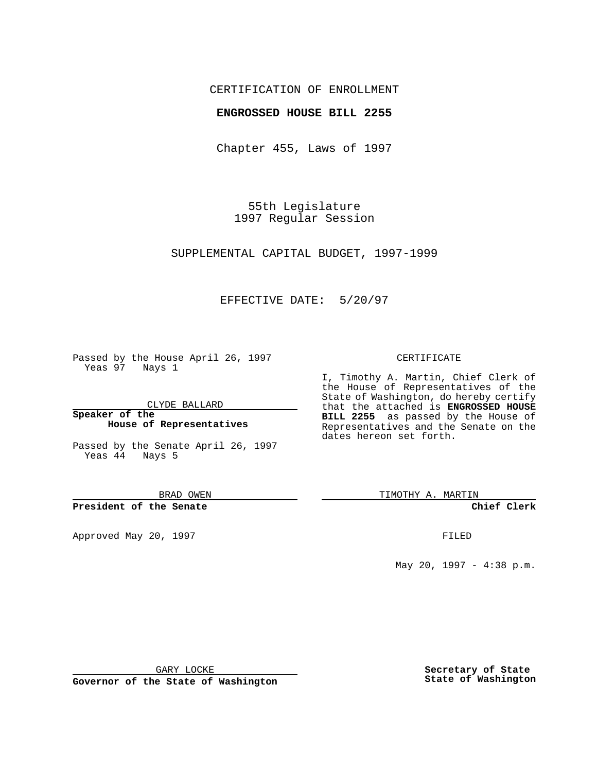CERTIFICATION OF ENROLLMENT

**ENGROSSED HOUSE BILL 2255**

Chapter 455, Laws of 1997

55th Legislature
1997 Regular Session

SUPPLEMENTAL CAPITAL BUDGET, 1997-1999

EFFECTIVE DATE: 5/20/97

Passed by the House April 26, 1997
Yeas 97 Nays 1

CLYDE BALLARD

**Speaker of the House of Representatives**

Passed by the Senate April 26, 1997
Yeas 44 Nays 5

BRAD OWEN

**President of the Senate**

Approved May 20, 1997

GARY LOCKE

**Governor of the State of Washington**

CERTIFICATE

I, Timothy A. Martin, Chief Clerk of the House of Representatives of the State of Washington, do hereby certify that the attached is **ENGROSSED HOUSE BILL 2255** as passed by the House of Representatives and the Senate on the dates hereon set forth.

TIMOTHY A. MARTIN

**Chief Clerk**

FILED

May 20, 1997 - 4:38 p.m.

**Secretary of State State of Washington**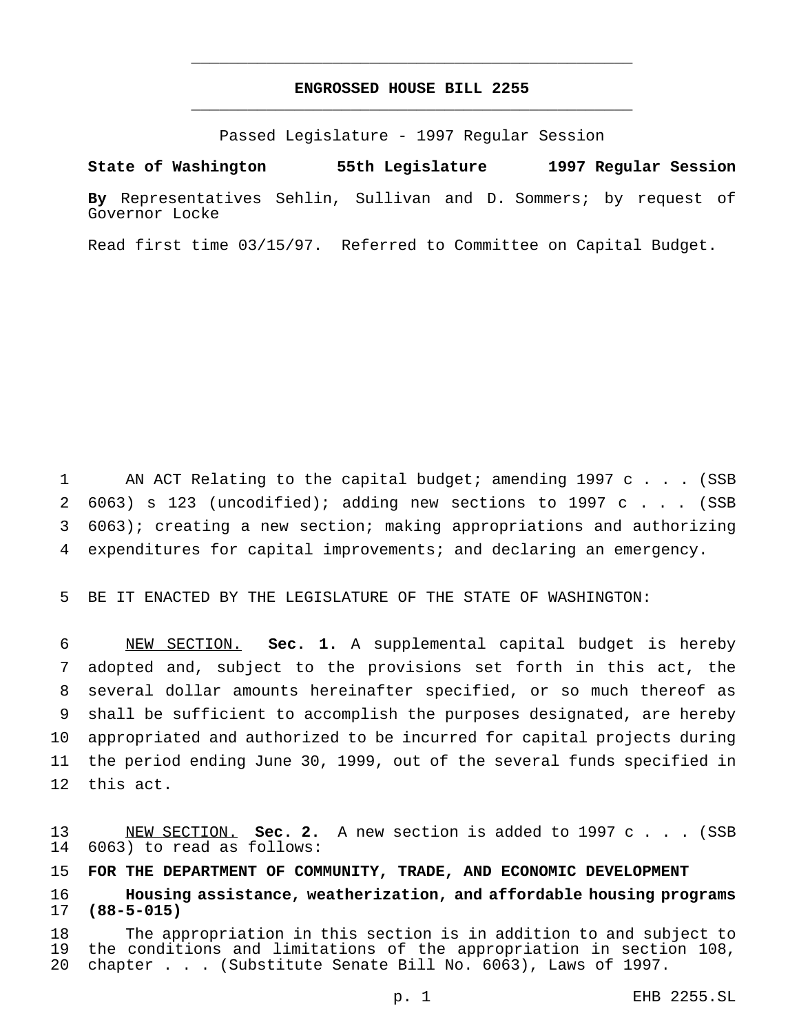# ENGROSSED HOUSE BILL 2255

Passed Legislature - 1997 Regular Session

**State of Washington 55th Legislature 1997 Regular Session**

**By** Representatives Sehlin, Sullivan and D. Sommers; by request of Governor Locke

Read first time 03/15/97. Referred to Committee on Capital Budget.

AN ACT Relating to the capital budget; amending 1997 c . . . (SSB 6063) s 123 (uncodified); adding new sections to 1997 c . . . (SSB 6063); creating a new section; making appropriations and authorizing expenditures for capital improvements; and declaring an emergency.

BE IT ENACTED BY THE LEGISLATURE OF THE STATE OF WASHINGTON:

NEW SECTION. **Sec. 1.** A supplemental capital budget is hereby adopted and, subject to the provisions set forth in this act, the several dollar amounts hereinafter specified, or so much thereof as shall be sufficient to accomplish the purposes designated, are hereby appropriated and authorized to be incurred for capital projects during the period ending June 30, 1999, out of the several funds specified in this act.

NEW SECTION. **Sec. 2.** A new section is added to 1997 c . . . (SSB 6063) to read as follows:

**FOR THE DEPARTMENT OF COMMUNITY, TRADE, AND ECONOMIC DEVELOPMENT**

**Housing assistance, weatherization, and affordable housing programs (88-5-015)**

The appropriation in this section is in addition to and subject to the conditions and limitations of the appropriation in section 108, chapter . . . (Substitute Senate Bill No. 6063), Laws of 1997.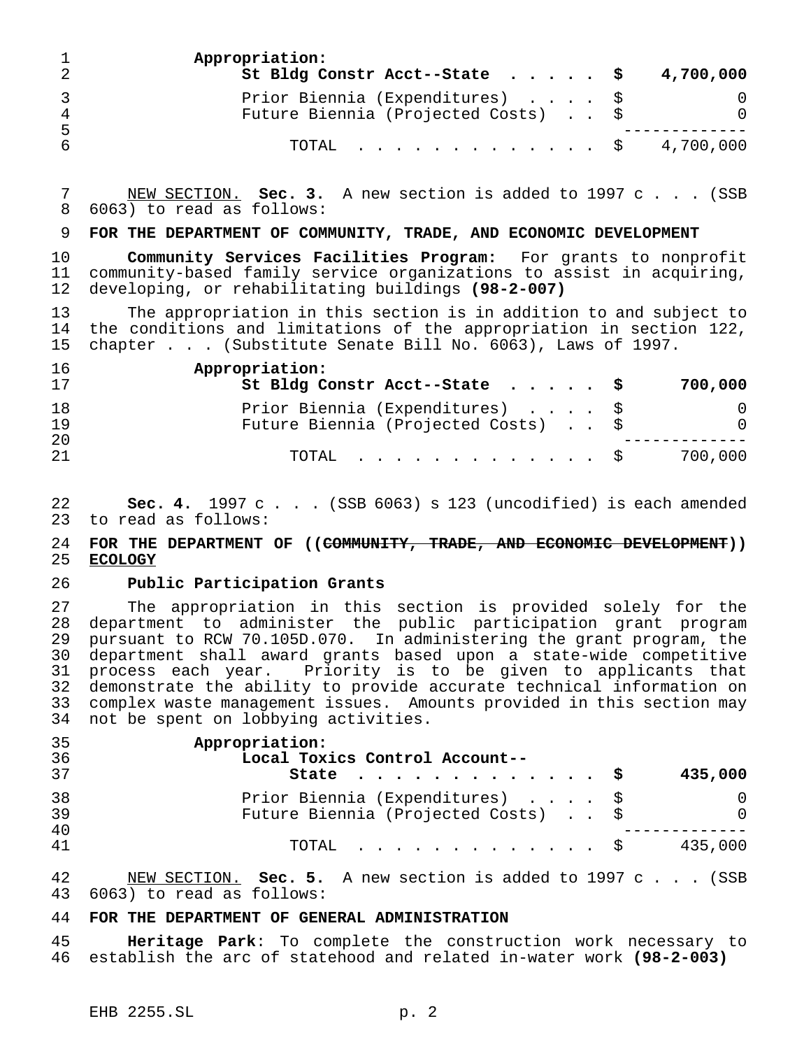**Appropriation:**

| | | |
|---|---|---|
| **St Bldg Constr Acct--State** | **$** | **4,700,000** |
| Prior Biennia (Expenditures) | $ | 0 |
| Future Biennia (Projected Costs) | $ | 0 |
| TOTAL | $ | 4,700,000 |

NEW SECTION. **Sec. 3.** A new section is added to 1997 c . . . (SSB 6063) to read as follows:

**FOR THE DEPARTMENT OF COMMUNITY, TRADE, AND ECONOMIC DEVELOPMENT**

**Community Services Facilities Program:** For grants to nonprofit community-based family service organizations to assist in acquiring, developing, or rehabilitating buildings **(98-2-007)**

The appropriation in this section is in addition to and subject to the conditions and limitations of the appropriation in section 122, chapter . . . (Substitute Senate Bill No. 6063), Laws of 1997.

**Appropriation:**

| | | |
|---|---|---|
| **St Bldg Constr Acct--State** | **$** | **700,000** |
| Prior Biennia (Expenditures) | $ | 0 |
| Future Biennia (Projected Costs) | $ | 0 |
| TOTAL | $ | 700,000 |

**Sec. 4.** 1997 c . . . (SSB 6063) s 123 (uncodified) is each amended to read as follows:

**FOR THE DEPARTMENT OF ((~~COMMUNITY, TRADE, AND ECONOMIC DEVELOPMENT~~)) <u>ECOLOGY</u>**

**Public Participation Grants**

The appropriation in this section is provided solely for the department to administer the public participation grant program pursuant to RCW 70.105D.070. In administering the grant program, the department shall award grants based upon a state-wide competitive process each year. Priority is to be given to applicants that demonstrate the ability to provide accurate technical information on complex waste management issues. Amounts provided in this section may not be spent on lobbying activities.

**Appropriation:**

| | | |
|---|---|---|
| **Local Toxics Control Account--State** | **$** | **435,000** |
| Prior Biennia (Expenditures) | $ | 0 |
| Future Biennia (Projected Costs) | $ | 0 |
| TOTAL | $ | 435,000 |

NEW SECTION. **Sec. 5.** A new section is added to 1997 c . . . (SSB 6063) to read as follows:

**FOR THE DEPARTMENT OF GENERAL ADMINISTRATION**

**Heritage Park**: To complete the construction work necessary to establish the arc of statehood and related in-water work **(98-2-003)**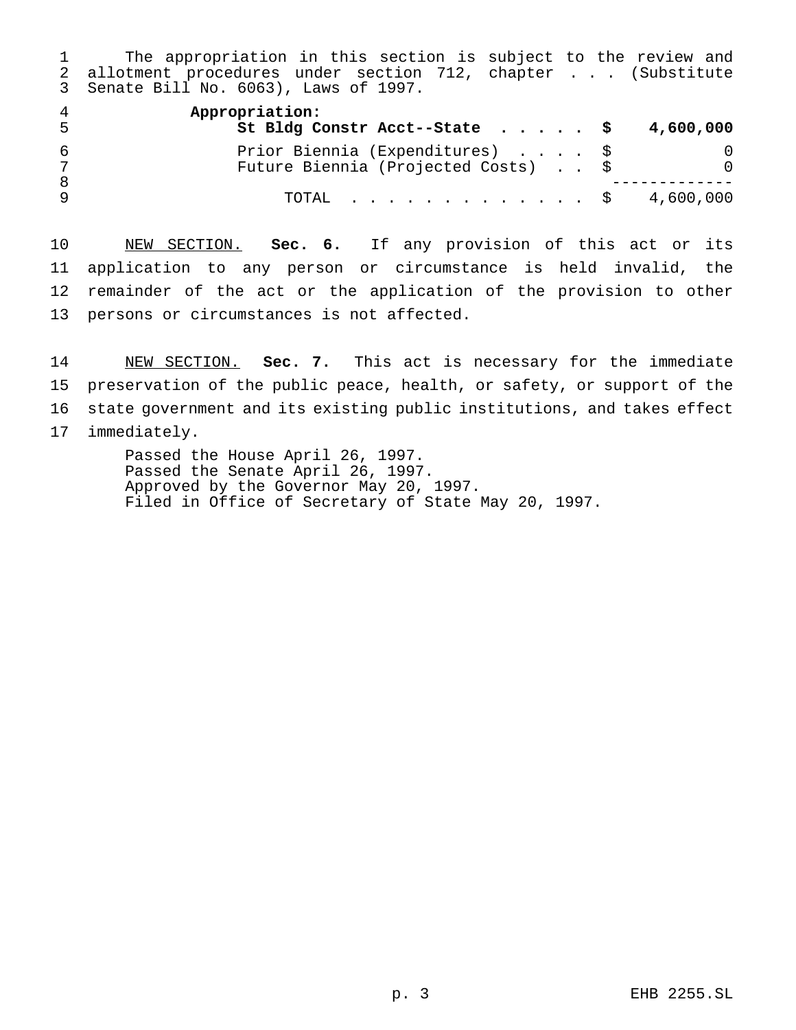The appropriation in this section is subject to the review and allotment procedures under section 712, chapter . . . (Substitute Senate Bill No. 6063), Laws of 1997.

| | |
|---|---|
| **Appropriation:** | |
| **St Bldg Constr Acct--State . . . . .** | **$ 4,600,000** |
| Prior Biennia (Expenditures) . . . . | $ 0 |
| Future Biennia (Projected Costs) . . | $ 0 |
| TOTAL . . . . . . . . . . . . . | $ 4,600,000 |

NEW SECTION. **Sec. 6.** If any provision of this act or its application to any person or circumstance is held invalid, the remainder of the act or the application of the provision to other persons or circumstances is not affected.

NEW SECTION. **Sec. 7.** This act is necessary for the immediate preservation of the public peace, health, or safety, or support of the state government and its existing public institutions, and takes effect immediately.

Passed the House April 26, 1997.
Passed the Senate April 26, 1997.
Approved by the Governor May 20, 1997.
Filed in Office of Secretary of State May 20, 1997.